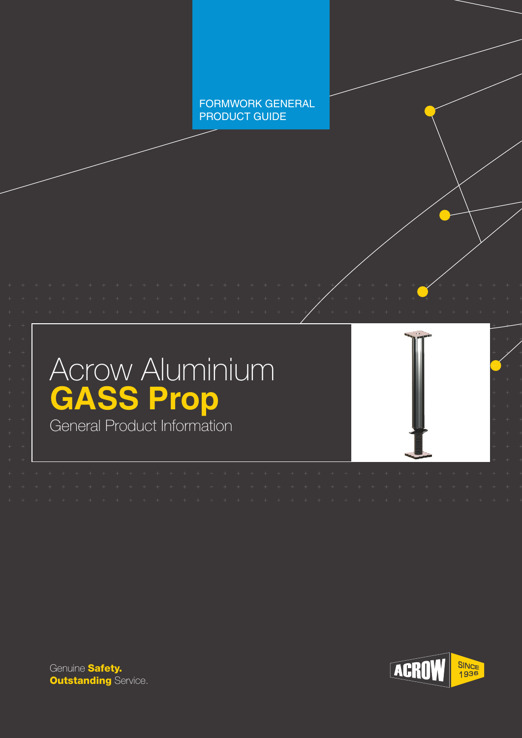FORMWORK GENERAL PRODUCT GUIDE

# Acrow Aluminium **GASS Prop**

General Product Information

Genuine **Safety.**
**Outstanding** Service.

ACROW SINCE 1936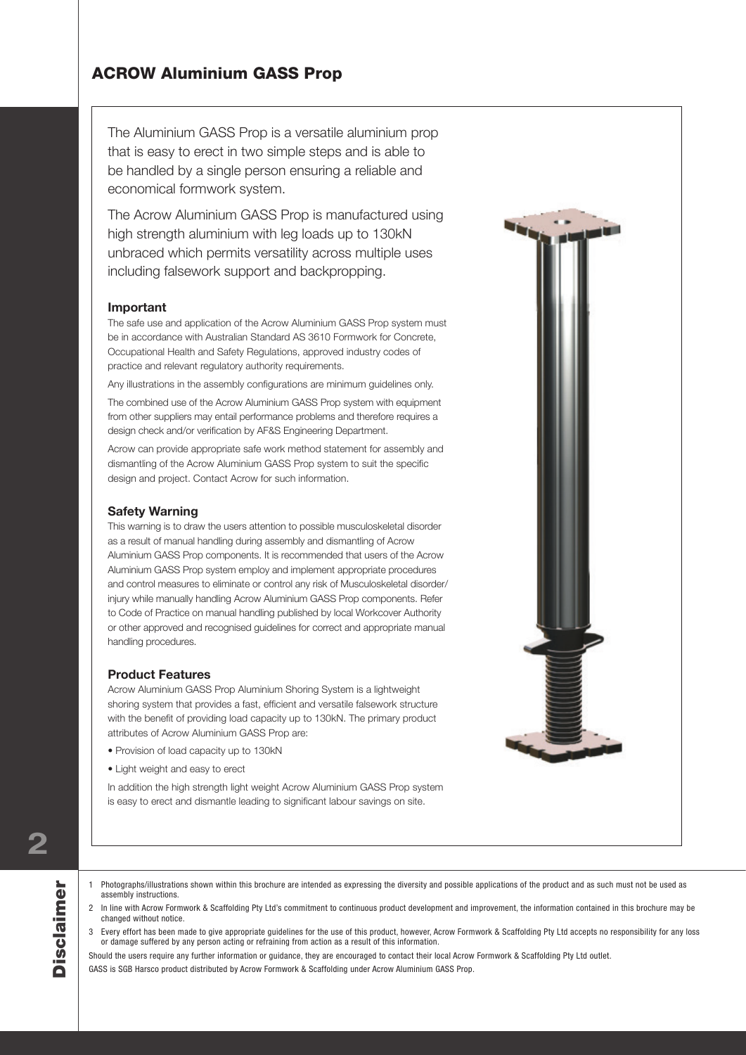# ACROW Aluminium GASS Prop

The Aluminium GASS Prop is a versatile aluminium prop that is easy to erect in two simple steps and is able to be handled by a single person ensuring a reliable and economical formwork system.

The Acrow Aluminium GASS Prop is manufactured using high strength aluminium with leg loads up to 130kN unbraced which permits versatility across multiple uses including falsework support and backpropping.

### Important

The safe use and application of the Acrow Aluminium GASS Prop system must be in accordance with Australian Standard AS 3610 Formwork for Concrete, Occupational Health and Safety Regulations, approved industry codes of practice and relevant regulatory authority requirements.

Any illustrations in the assembly configurations are minimum guidelines only.

The combined use of the Acrow Aluminium GASS Prop system with equipment from other suppliers may entail performance problems and therefore requires a design check and/or verification by AF&S Engineering Department.

Acrow can provide appropriate safe work method statement for assembly and dismantling of the Acrow Aluminium GASS Prop system to suit the specific design and project. Contact Acrow for such information.

### Safety Warning

This warning is to draw the users attention to possible musculoskeletal disorder as a result of manual handling during assembly and dismantling of Acrow Aluminium GASS Prop components. It is recommended that users of the Acrow Aluminium GASS Prop system employ and implement appropriate procedures and control measures to eliminate or control any risk of Musculoskeletal disorder/ injury while manually handling Acrow Aluminium GASS Prop components. Refer to Code of Practice on manual handling published by local Workcover Authority or other approved and recognised guidelines for correct and appropriate manual handling procedures.

### Product Features

Acrow Aluminium GASS Prop Aluminium Shoring System is a lightweight shoring system that provides a fast, efficient and versatile falsework structure with the benefit of providing load capacity up to 130kN. The primary product attributes of Acrow Aluminium GASS Prop are:

- Provision of load capacity up to 130kN
- Light weight and easy to erect

In addition the high strength light weight Acrow Aluminium GASS Prop system is easy to erect and dismantle leading to significant labour savings on site.

## Disclaimer

1. Photographs/illustrations shown within this brochure are intended as expressing the diversity and possible applications of the product and as such must not be used as assembly instructions.
2. In line with Acrow Formwork & Scaffolding Pty Ltd's commitment to continuous product development and improvement, the information contained in this brochure may be changed without notice.
3. Every effort has been made to give appropriate guidelines for the use of this product, however, Acrow Formwork & Scaffolding Pty Ltd accepts no responsibility for any loss or damage suffered by any person acting or refraining from action as a result of this information.

Should the users require any further information or guidance, they are encouraged to contact their local Acrow Formwork & Scaffolding Pty Ltd outlet.

GASS is SGB Harsco product distributed by Acrow Formwork & Scaffolding under Acrow Aluminium GASS Prop.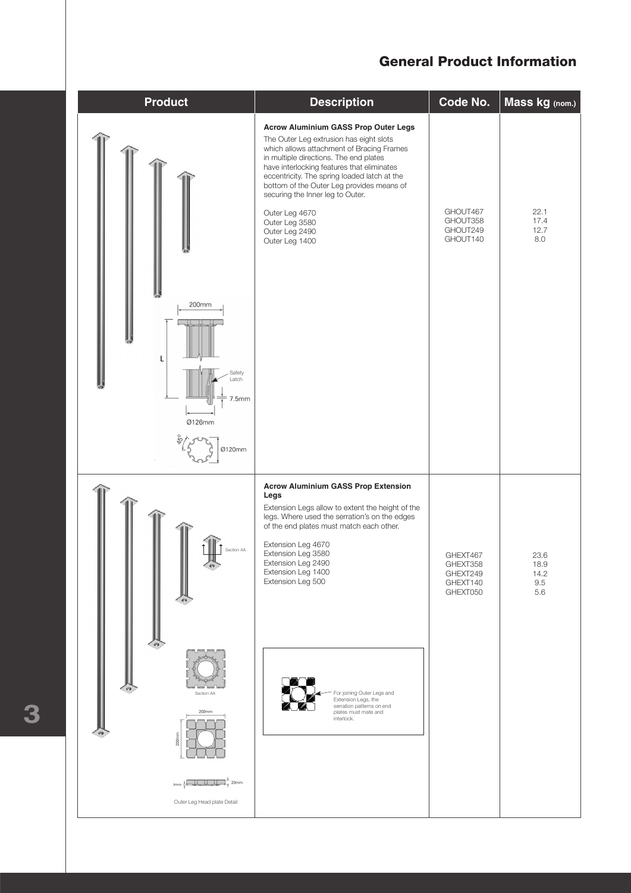## General Product Information

| Product | Description | Code No. | Mass kg (nom.) |
|---|---|---|---|
| 200mm<br>L<br>Safety Latch<br>7.5mm<br>Ø126mm<br>45°<br>Ø120mm | **Acrow Aluminium GASS Prop Outer Legs**<br>The Outer Leg extrusion has eight slots which allows attachment of Bracing Frames in multiple directions. The end plates have interlocking features that eliminates eccentricity. The spring loaded latch at the bottom of the Outer Leg provides means of securing the Inner leg to Outer.<br><br>Outer Leg 4670<br>Outer Leg 3580<br>Outer Leg 2490<br>Outer Leg 1400 | GHOUT467<br>GHOUT358<br>GHOUT249<br>GHOUT140 | 22.1<br>17.4<br>12.7<br>8.0 |
| Section AA<br>Section AA<br>200mm<br>200mm<br>8mm<br>20mm<br>Outer Leg Head plate Detail | **Acrow Aluminium GASS Prop Extension Legs**<br>Extension Legs allow to extent the height of the legs. Where used the serration's on the edges of the end plates must match each other.<br><br>Extension Leg 4670<br>Extension Leg 3580<br>Extension Leg 2490<br>Extension Leg 1400<br>Extension Leg 500<br><br>For joining Outer Legs and Extension Legs, the serration patterns on end plates must mate and interlock. | GHEXT467<br>GHEXT358<br>GHEXT249<br>GHEXT140<br>GHEXT050 | 23.6<br>18.9<br>14.2<br>9.5<br>5.6 |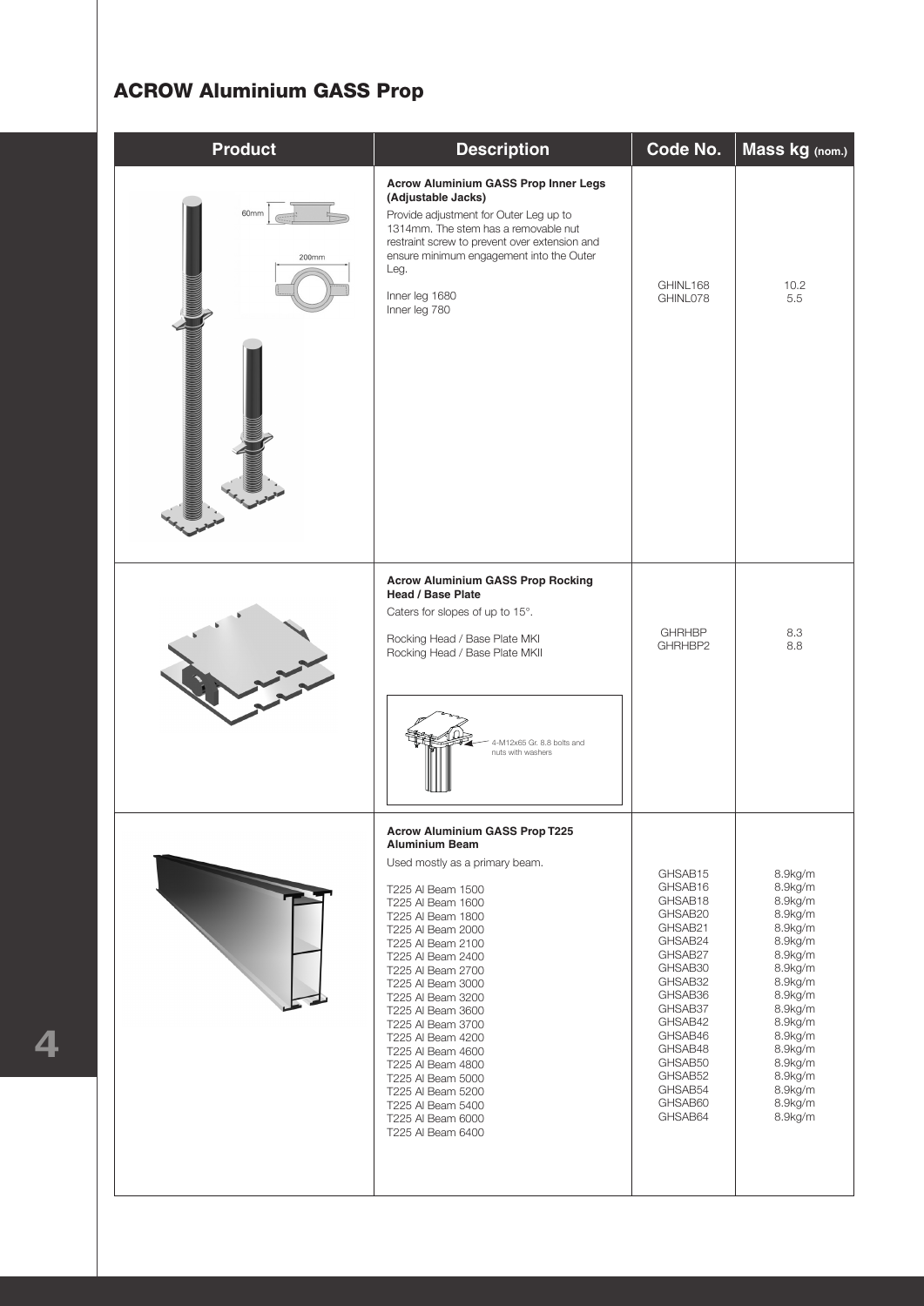## ACROW Aluminium GASS Prop

| Product | Description | Code No. | Mass kg (nom.) |
|---|---|---|---|
| | **Acrow Aluminium GASS Prop Inner Legs (Adjustable Jacks)**<br>Provide adjustment for Outer Leg up to 1314mm. The stem has a removable nut restraint screw to prevent over extension and ensure minimum engagement into the Outer Leg.<br><br>Inner leg 1680<br>Inner leg 780 | GHINL168<br>GHINL078 | 10.2<br>5.5 |
| | **Acrow Aluminium GASS Prop Rocking Head / Base Plate**<br>Caters for slopes of up to 15°.<br><br>Rocking Head / Base Plate MKI<br>Rocking Head / Base Plate MKII<br><br>4-M12x65 Gr. 8.8 bolts and nuts with washers | GHRHBP<br>GHRHBP2 | 8.3<br>8.8 |
| | **Acrow Aluminium GASS Prop T225 Aluminium Beam**<br>Used mostly as a primary beam.<br><br>T225 Al Beam 1500<br>T225 Al Beam 1600<br>T225 Al Beam 1800<br>T225 Al Beam 2000<br>T225 Al Beam 2100<br>T225 Al Beam 2400<br>T225 Al Beam 2700<br>T225 Al Beam 3000<br>T225 Al Beam 3200<br>T225 Al Beam 3600<br>T225 Al Beam 3700<br>T225 Al Beam 4200<br>T225 Al Beam 4600<br>T225 Al Beam 4800<br>T225 Al Beam 5000<br>T225 Al Beam 5200<br>T225 Al Beam 5400<br>T225 Al Beam 6000<br>T225 Al Beam 6400 | GHSAB15<br>GHSAB16<br>GHSAB18<br>GHSAB20<br>GHSAB21<br>GHSAB24<br>GHSAB27<br>GHSAB30<br>GHSAB32<br>GHSAB36<br>GHSAB37<br>GHSAB42<br>GHSAB46<br>GHSAB48<br>GHSAB50<br>GHSAB52<br>GHSAB54<br>GHSAB60<br>GHSAB64 | 8.9kg/m<br>8.9kg/m<br>8.9kg/m<br>8.9kg/m<br>8.9kg/m<br>8.9kg/m<br>8.9kg/m<br>8.9kg/m<br>8.9kg/m<br>8.9kg/m<br>8.9kg/m<br>8.9kg/m<br>8.9kg/m<br>8.9kg/m<br>8.9kg/m<br>8.9kg/m<br>8.9kg/m<br>8.9kg/m<br>8.9kg/m |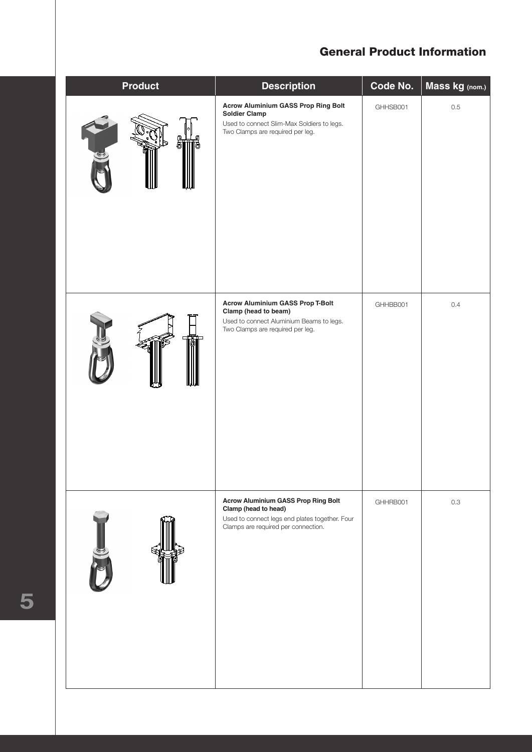## General Product Information

| Product | Description | Code No. | Mass kg (nom.) |
| --- | --- | --- | --- |
| | **Acrow Aluminium GASS Prop Ring Bolt Soldier Clamp**<br>Used to connect Slim-Max Soldiers to legs. Two Clamps are required per leg. | GHHSB001 | 0.5 |
| | **Acrow Aluminium GASS Prop T-Bolt Clamp (head to beam)**<br>Used to connect Aluminium Beams to legs. Two Clamps are required per leg. | GHHBB001 | 0.4 |
| | **Acrow Aluminium GASS Prop Ring Bolt Clamp (head to head)**<br>Used to connect legs end plates together. Four Clamps are required per connection. | GHHRB001 | 0.3 |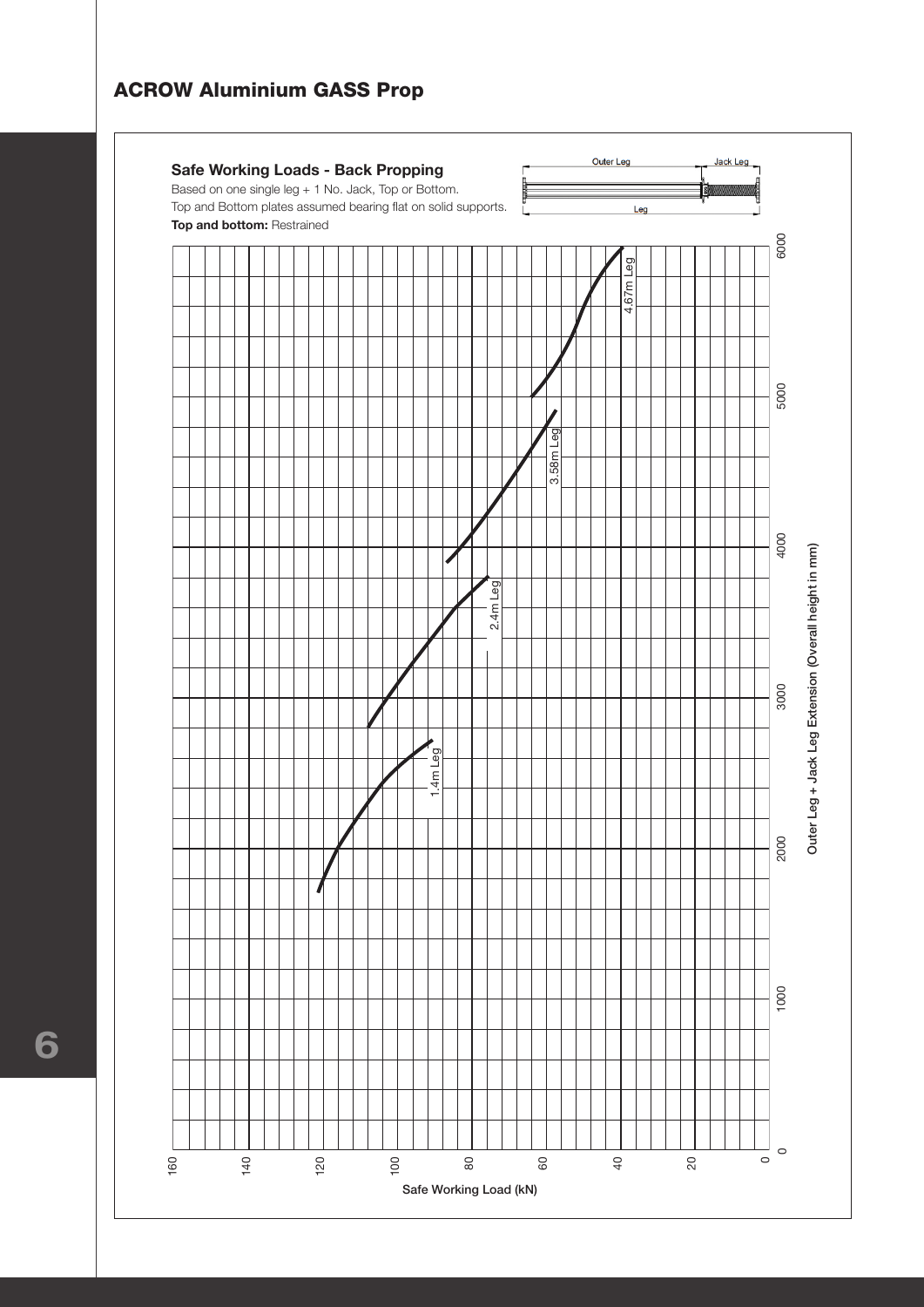## ACROW Aluminium GASS Prop

**Safe Working Loads - Back Propping**

Based on one single leg + 1 No. Jack, Top or Bottom.

Top and Bottom plates assumed bearing flat on solid supports.

**Top and bottom:** Restrained

Outer Leg | Jack Leg | Leg

1.4m Leg | 2.4m Leg | 3.58m Leg | 4.67m Leg

Outer Leg + Jack Leg Extension (Overall height in mm)

0 | 1000 | 2000 | 3000 | 4000 | 5000 | 6000

Safe Working Load (kN)

160 | 140 | 120 | 100 | 80 | 60 | 40 | 20 | 0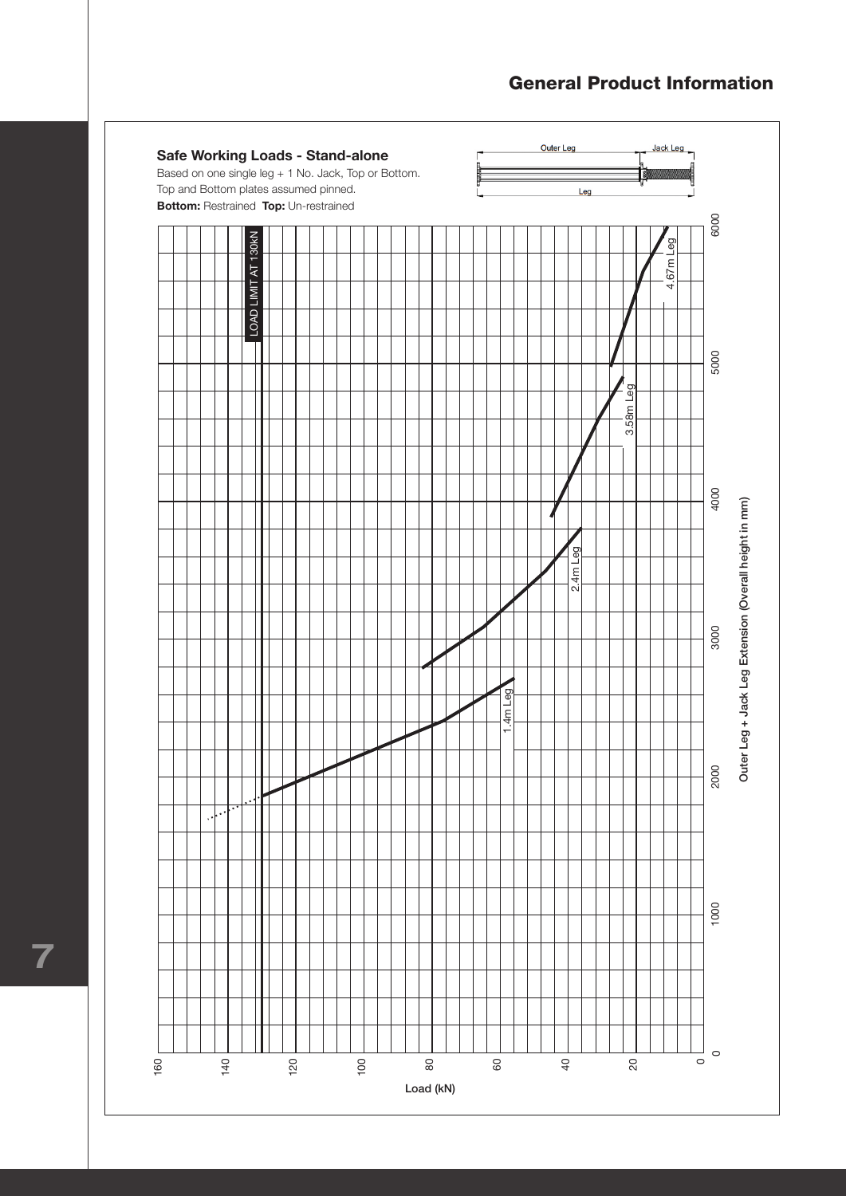## Safe Working Loads - Stand-alone

Based on one single leg + 1 No. Jack, Top or Bottom.
Top and Bottom plates assumed pinned.
**Bottom:** Restrained **Top:** Un-restrained

Outer Leg | Jack Leg | Leg

LOAD LIMIT AT 130kN

1.4m Leg

2.4m Leg

3.58m Leg

4.67m Leg

Load (kN): 160, 140, 120, 100, 80, 60, 40, 20, 0

Outer Leg + Jack Leg Extension (Overall height in mm): 0, 1000, 2000, 3000, 4000, 5000, 6000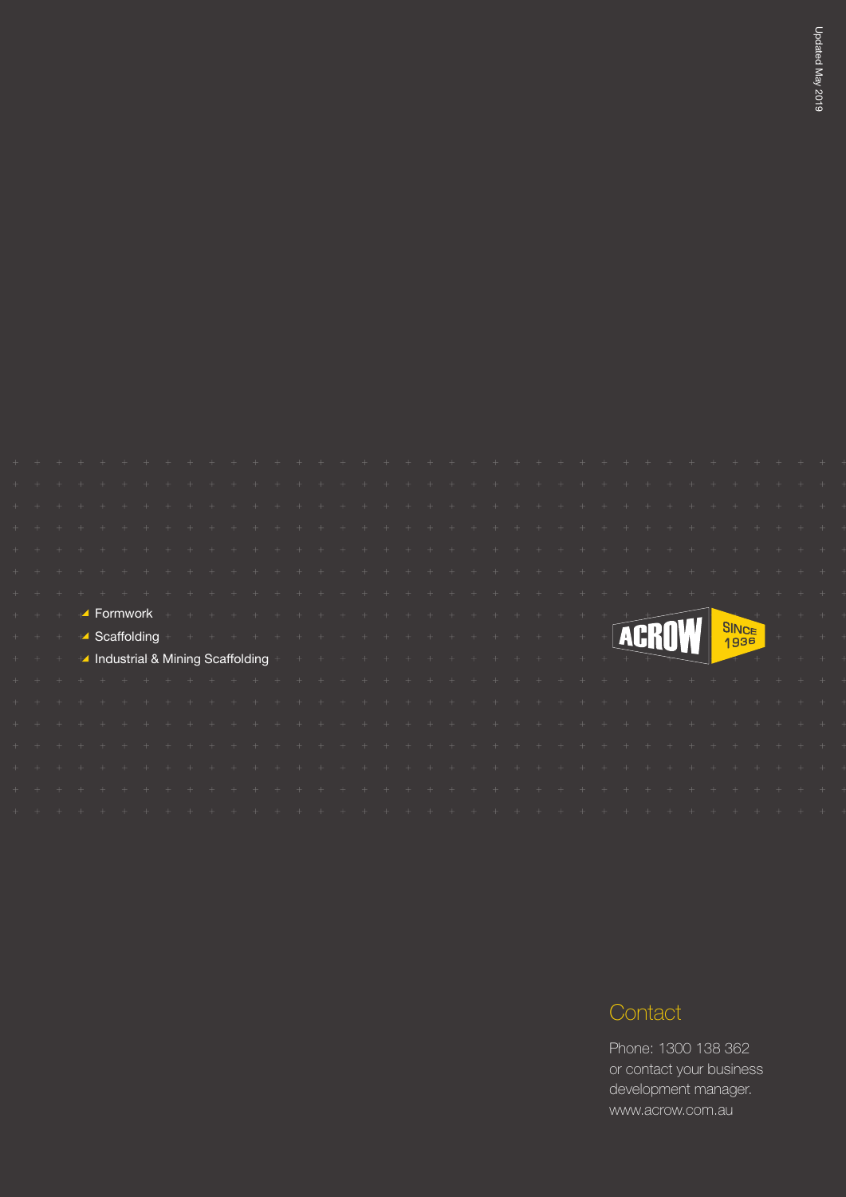Updated May 2019

- Formwork
- Scaffolding
- Industrial & Mining Scaffolding

ACROW SINCE 1936

## Contact

Phone: 1300 138 362
or contact your business development manager.
www.acrow.com.au